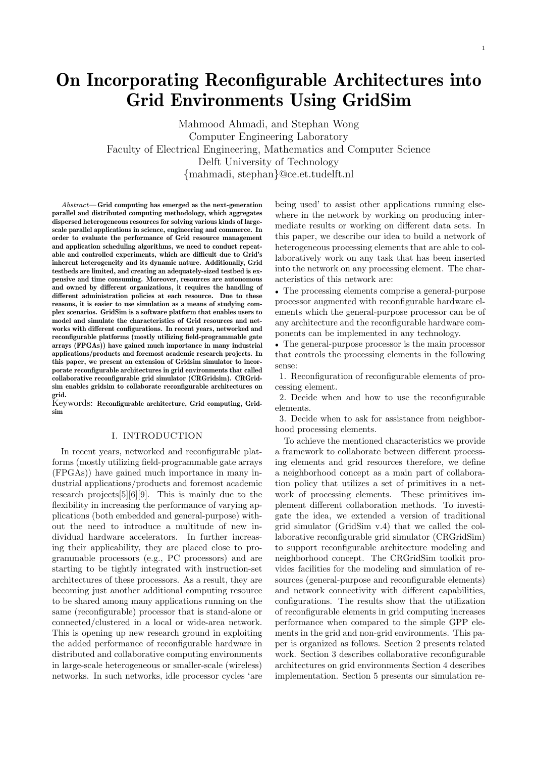# On Incorporating Reconfigurable Architectures into Grid Environments Using GridSim

Mahmood Ahmadi, and Stephan Wong
Computer Engineering Laboratory
Faculty of Electrical Engineering, Mathematics and Computer Science
Delft University of Technology
{mahmadi, stephan}@ce.et.tudelft.nl

*Abstract*— **Grid computing has emerged as the next-generation parallel and distributed computing methodology, which aggregates dispersed heterogeneous resources for solving various kinds of large-scale parallel applications in science, engineering and commerce. In order to evaluate the performance of Grid resource management and application scheduling algorithms, we need to conduct repeatable and controlled experiments, which are difficult due to Grid's inherent heterogeneity and its dynamic nature. Additionally, Grid testbeds are limited, and creating an adequately-sized testbed is expensive and time consuming. Moreover, resources are autonomous and owned by different organizations, it requires the handling of different administration policies at each resource. Due to these reasons, it is easier to use simulation as a means of studying complex scenarios. GridSim is a software platform that enables users to model and simulate the characteristics of Grid resources and networks with different configurations. In recent years, networked and reconfigurable platforms (mostly utilizing field-programmable gate arrays (FPGAs)) have gained much importance in many industrial applications/products and foremost academic research projects. In this paper, we present an extension of Gridsim simulator to incorporate reconfigurable architectures in grid environments that called collaborative reconfigurable grid simulator (CRGridsim). CRGridsim enables gridsim to collaborate reconfigurable architectures on grid.**

Keywords: **Reconfigurable architecture, Grid computing, Gridsim**

## I. INTRODUCTION

In recent years, networked and reconfigurable platforms (mostly utilizing field-programmable gate arrays (FPGAs)) have gained much importance in many industrial applications/products and foremost academic research projects[5][6][9]. This is mainly due to the flexibility in increasing the performance of varying applications (both embedded and general-purpose) without the need to introduce a multitude of new individual hardware accelerators. In further increasing their applicability, they are placed close to programmable processors (e.g., PC processors) and are starting to be tightly integrated with instruction-set architectures of these processors. As a result, they are becoming just another additional computing resource to be shared among many applications running on the same (reconfigurable) processor that is stand-alone or connected/clustered in a local or wide-area network. This is opening up new research ground in exploiting the added performance of reconfigurable hardware in distributed and collaborative computing environments in large-scale heterogeneous or smaller-scale (wireless) networks. In such networks, idle processor cycles 'are being used' to assist other applications running elsewhere in the network by working on producing intermediate results or working on different data sets. In this paper, we describe our idea to build a network of heterogeneous processing elements that are able to collaboratively work on any task that has been inserted into the network on any processing element. The characteristics of this network are:

- The processing elements comprise a general-purpose processor augmented with reconfigurable hardware elements which the general-purpose processor can be of any architecture and the reconfigurable hardware components can be implemented in any technology.
- The general-purpose processor is the main processor that controls the processing elements in the following sense:

1. Reconfiguration of reconfigurable elements of processing element.
2. Decide when and how to use the reconfigurable elements.
3. Decide when to ask for assistance from neighborhood processing elements.

To achieve the mentioned characteristics we provide a framework to collaborate between different processing elements and grid resources therefore, we define a neighborhood concept as a main part of collaboration policy that utilizes a set of primitives in a network of processing elements. These primitives implement different collaboration methods. To investigate the idea, we extended a version of traditional grid simulator (GridSim v.4) that we called the collaborative reconfigurable grid simulator (CRGridSim) to support reconfigurable architecture modeling and neighborhood concept. The CRGridSim toolkit provides facilities for the modeling and simulation of resources (general-purpose and reconfigurable elements) and network connectivity with different capabilities, configurations. The results show that the utilization of reconfigurable elements in grid computing increases performance when compared to the simple GPP elements in the grid and non-grid environments. This paper is organized as follows. Section 2 presents related work. Section 3 describes collaborative reconfigurable architectures on grid environments Section 4 describes implementation. Section 5 presents our simulation re-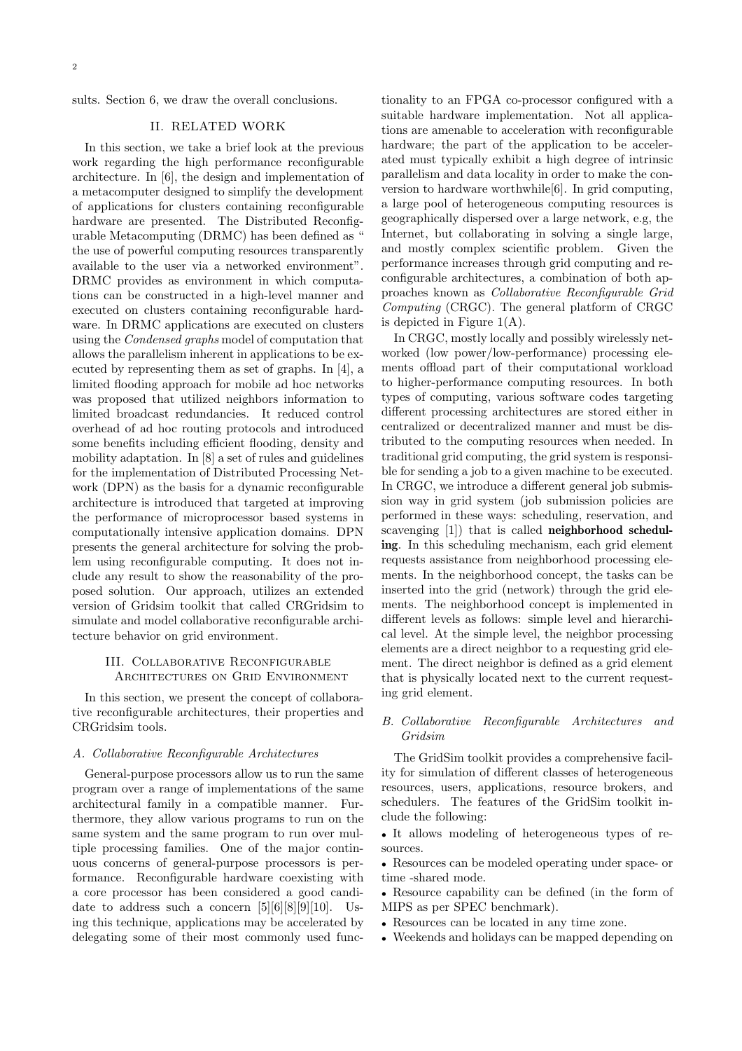sults. Section 6, we draw the overall conclusions.

## II. RELATED WORK

In this section, we take a brief look at the previous work regarding the high performance reconfigurable architecture. In [6], the design and implementation of a metacomputer designed to simplify the development of applications for clusters containing reconfigurable hardware are presented. The Distributed Reconfigurable Metacomputing (DRMC) has been defined as " the use of powerful computing resources transparently available to the user via a networked environment". DRMC provides as environment in which computations can be constructed in a high-level manner and executed on clusters containing reconfigurable hardware. In DRMC applications are executed on clusters using the *Condensed graphs* model of computation that allows the parallelism inherent in applications to be executed by representing them as set of graphs. In [4], a limited flooding approach for mobile ad hoc networks was proposed that utilized neighbors information to limited broadcast redundancies. It reduced control overhead of ad hoc routing protocols and introduced some benefits including efficient flooding, density and mobility adaptation. In [8] a set of rules and guidelines for the implementation of Distributed Processing Network (DPN) as the basis for a dynamic reconfigurable architecture is introduced that targeted at improving the performance of microprocessor based systems in computationally intensive application domains. DPN presents the general architecture for solving the problem using reconfigurable computing. It does not include any result to show the reasonability of the proposed solution. Our approach, utilizes an extended version of Gridsim toolkit that called CRGridsim to simulate and model collaborative reconfigurable architecture behavior on grid environment.

## III. Collaborative Reconfigurable Architectures on Grid Environment

In this section, we present the concept of collaborative reconfigurable architectures, their properties and CRGridsim tools.

### A. Collaborative Reconfigurable Architectures

General-purpose processors allow us to run the same program over a range of implementations of the same architectural family in a compatible manner. Furthermore, they allow various programs to run on the same system and the same program to run over multiple processing families. One of the major continuous concerns of general-purpose processors is performance. Reconfigurable hardware coexisting with a core processor has been considered a good candidate to address such a concern [5][6][8][9][10]. Using this technique, applications may be accelerated by delegating some of their most commonly used functionality to an FPGA co-processor configured with a suitable hardware implementation. Not all applications are amenable to acceleration with reconfigurable hardware; the part of the application to be accelerated must typically exhibit a high degree of intrinsic parallelism and data locality in order to make the conversion to hardware worthwhile[6]. In grid computing, a large pool of heterogeneous computing resources is geographically dispersed over a large network, e.g, the Internet, but collaborating in solving a single large, and mostly complex scientific problem. Given the performance increases through grid computing and reconfigurable architectures, a combination of both approaches known as *Collaborative Reconfigurable Grid Computing* (CRGC). The general platform of CRGC is depicted in Figure 1(A).

In CRGC, mostly locally and possibly wirelessly networked (low power/low-performance) processing elements offload part of their computational workload to higher-performance computing resources. In both types of computing, various software codes targeting different processing architectures are stored either in centralized or decentralized manner and must be distributed to the computing resources when needed. In traditional grid computing, the grid system is responsible for sending a job to a given machine to be executed. In CRGC, we introduce a different general job submission way in grid system (job submission policies are performed in these ways: scheduling, reservation, and scavenging [1]) that is called **neighborhood scheduling**. In this scheduling mechanism, each grid element requests assistance from neighborhood processing elements. In the neighborhood concept, the tasks can be inserted into the grid (network) through the grid elements. The neighborhood concept is implemented in different levels as follows: simple level and hierarchical level. At the simple level, the neighbor processing elements are a direct neighbor to a requesting grid element. The direct neighbor is defined as a grid element that is physically located next to the current requesting grid element.

### B. Collaborative Reconfigurable Architectures and Gridsim

The GridSim toolkit provides a comprehensive facility for simulation of different classes of heterogeneous resources, users, applications, resource brokers, and schedulers. The features of the GridSim toolkit include the following:

- It allows modeling of heterogeneous types of resources.
- Resources can be modeled operating under space- or time -shared mode.
- Resource capability can be defined (in the form of MIPS as per SPEC benchmark).
- Resources can be located in any time zone.
- Weekends and holidays can be mapped depending on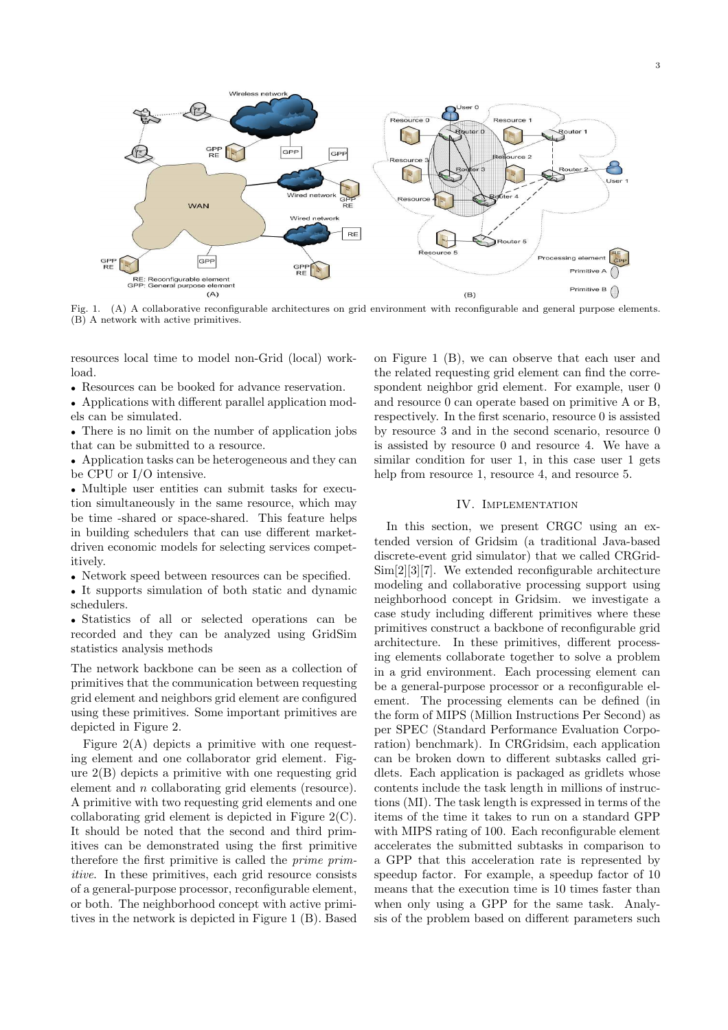Fig. 1. (A) A collaborative reconfigurable architectures on grid environment with reconfigurable and general purpose elements. (B) A network with active primitives.

resources local time to model non-Grid (local) workload.

- Resources can be booked for advance reservation.
- Applications with different parallel application models can be simulated.
- There is no limit on the number of application jobs that can be submitted to a resource.
- Application tasks can be heterogeneous and they can be CPU or I/O intensive.
- Multiple user entities can submit tasks for execution simultaneously in the same resource, which may be time -shared or space-shared. This feature helps in building schedulers that can use different market-driven economic models for selecting services competitively.
- Network speed between resources can be specified.
- It supports simulation of both static and dynamic schedulers.
- Statistics of all or selected operations can be recorded and they can be analyzed using GridSim statistics analysis methods

The network backbone can be seen as a collection of primitives that the communication between requesting grid element and neighbors grid element are configured using these primitives. Some important primitives are depicted in Figure 2.

Figure 2(A) depicts a primitive with one requesting element and one collaborator grid element. Figure 2(B) depicts a primitive with one requesting grid element and $n$ collaborating grid elements (resource). A primitive with two requesting grid elements and one collaborating grid element is depicted in Figure 2(C). It should be noted that the second and third primitives can be demonstrated using the first primitive therefore the first primitive is called the *prime primitive*. In these primitives, each grid resource consists of a general-purpose processor, reconfigurable element, or both. The neighborhood concept with active primitives in the network is depicted in Figure 1 (B). Based on Figure 1 (B), we can observe that each user and the related requesting grid element can find the correspondent neighbor grid element. For example, user 0 and resource 0 can operate based on primitive A or B, respectively. In the first scenario, resource 0 is assisted by resource 3 and in the second scenario, resource 0 is assisted by resource 0 and resource 4. We have a similar condition for user 1, in this case user 1 gets help from resource 1, resource 4, and resource 5.

## IV. Implementation

In this section, we present CRGC using an extended version of Gridsim (a traditional Java-based discrete-event grid simulator) that we called CRGridSim[2][3][7]. We extended reconfigurable architecture modeling and collaborative processing support using neighborhood concept in Gridsim. we investigate a case study including different primitives where these primitives construct a backbone of reconfigurable grid architecture. In these primitives, different processing elements collaborate together to solve a problem in a grid environment. Each processing element can be a general-purpose processor or a reconfigurable element. The processing elements can be defined (in the form of MIPS (Million Instructions Per Second) as per SPEC (Standard Performance Evaluation Corporation) benchmark). In CRGridsim, each application can be broken down to different subtasks called gridlets. Each application is packaged as gridlets whose contents include the task length in millions of instructions (MI). The task length is expressed in terms of the items of the time it takes to run on a standard GPP with MIPS rating of 100. Each reconfigurable element accelerates the submitted subtasks in comparison to a GPP that this acceleration rate is represented by speedup factor. For example, a speedup factor of 10 means that the execution time is 10 times faster than when only using a GPP for the same task. Analysis of the problem based on different parameters such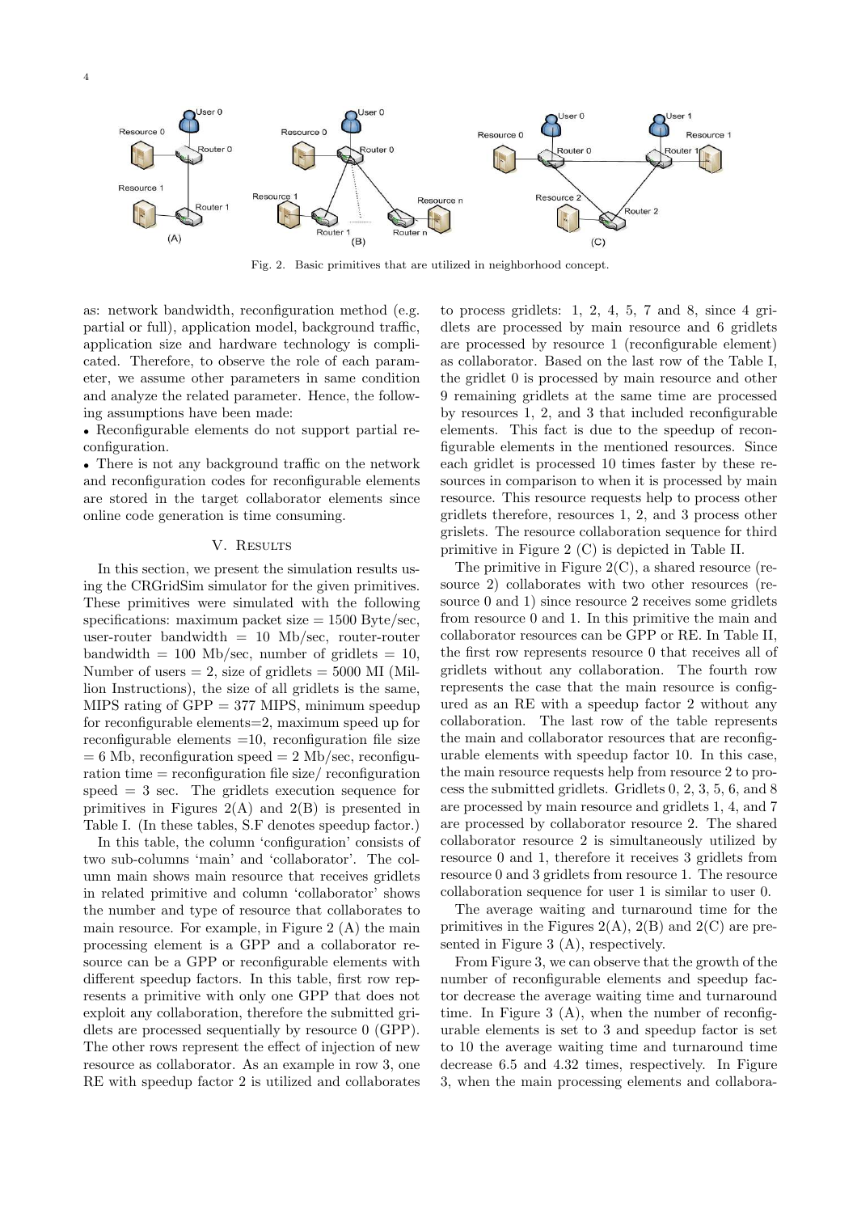Fig. 2. Basic primitives that are utilized in neighborhood concept.

as: network bandwidth, reconfiguration method (e.g. partial or full), application model, background traffic, application size and hardware technology is complicated. Therefore, to observe the role of each parameter, we assume other parameters in same condition and analyze the related parameter. Hence, the following assumptions have been made:

- Reconfigurable elements do not support partial reconfiguration.
- There is not any background traffic on the network and reconfiguration codes for reconfigurable elements are stored in the target collaborator elements since online code generation is time consuming.

## V. Results

In this section, we present the simulation results using the CRGridSim simulator for the given primitives. These primitives were simulated with the following specifications: maximum packet size = 1500 Byte/sec, user-router bandwidth = 10 Mb/sec, router-router bandwidth = 100 Mb/sec, number of gridlets = 10, Number of users = 2, size of gridlets = 5000 MI (Million Instructions), the size of all gridlets is the same, MIPS rating of GPP = 377 MIPS, minimum speedup for reconfigurable elements=2, maximum speed up for reconfigurable elements =10, reconfiguration file size = 6 Mb, reconfiguration speed = 2 Mb/sec, reconfiguration time = reconfiguration file size/ reconfiguration speed = 3 sec. The gridlets execution sequence for primitives in Figures 2(A) and 2(B) is presented in Table I. (In these tables, S.F denotes speedup factor.)

In this table, the column 'configuration' consists of two sub-columns 'main' and 'collaborator'. The column main shows main resource that receives gridlets in related primitive and column 'collaborator' shows the number and type of resource that collaborates to main resource. For example, in Figure 2 (A) the main processing element is a GPP and a collaborator resource can be a GPP or reconfigurable elements with different speedup factors. In this table, first row represents a primitive with only one GPP that does not exploit any collaboration, therefore the submitted gridlets are processed sequentially by resource 0 (GPP). The other rows represent the effect of injection of new resource as collaborator. As an example in row 3, one RE with speedup factor 2 is utilized and collaborates to process gridlets: 1, 2, 4, 5, 7 and 8, since 4 gridlets are processed by main resource and 6 gridlets are processed by resource 1 (reconfigurable element) as collaborator. Based on the last row of the Table I, the gridlet 0 is processed by main resource and other 9 remaining gridlets at the same time are processed by resources 1, 2, and 3 that included reconfigurable elements. This fact is due to the speedup of reconfigurable elements in the mentioned resources. Since each gridlet is processed 10 times faster by these resources in comparison to when it is processed by main resource. This resource requests help to process other gridlets therefore, resources 1, 2, and 3 process other grislets. The resource collaboration sequence for third primitive in Figure 2 (C) is depicted in Table II.

The primitive in Figure 2(C), a shared resource (resource 2) collaborates with two other resources (resource 0 and 1) since resource 2 receives some gridlets from resource 0 and 1. In this primitive the main and collaborator resources can be GPP or RE. In Table II, the first row represents resource 0 that receives all of gridlets without any collaboration. The fourth row represents the case that the main resource is configured as an RE with a speedup factor 2 without any collaboration. The last row of the table represents the main and collaborator resources that are reconfigurable elements with speedup factor 10. In this case, the main resource requests help from resource 2 to process the submitted gridlets. Gridlets 0, 2, 3, 5, 6, and 8 are processed by main resource and gridlets 1, 4, and 7 are processed by collaborator resource 2. The shared collaborator resource 2 is simultaneously utilized by resource 0 and 1, therefore it receives 3 gridlets from resource 0 and 3 gridlets from resource 1. The resource collaboration sequence for user 1 is similar to user 0.

The average waiting and turnaround time for the primitives in the Figures 2(A), 2(B) and 2(C) are presented in Figure 3 (A), respectively.

From Figure 3, we can observe that the growth of the number of reconfigurable elements and speedup factor decrease the average waiting time and turnaround time. In Figure 3 (A), when the number of reconfigurable elements is set to 3 and speedup factor is set to 10 the average waiting time and turnaround time decrease 6.5 and 4.32 times, respectively. In Figure 3, when the main processing elements and collabora-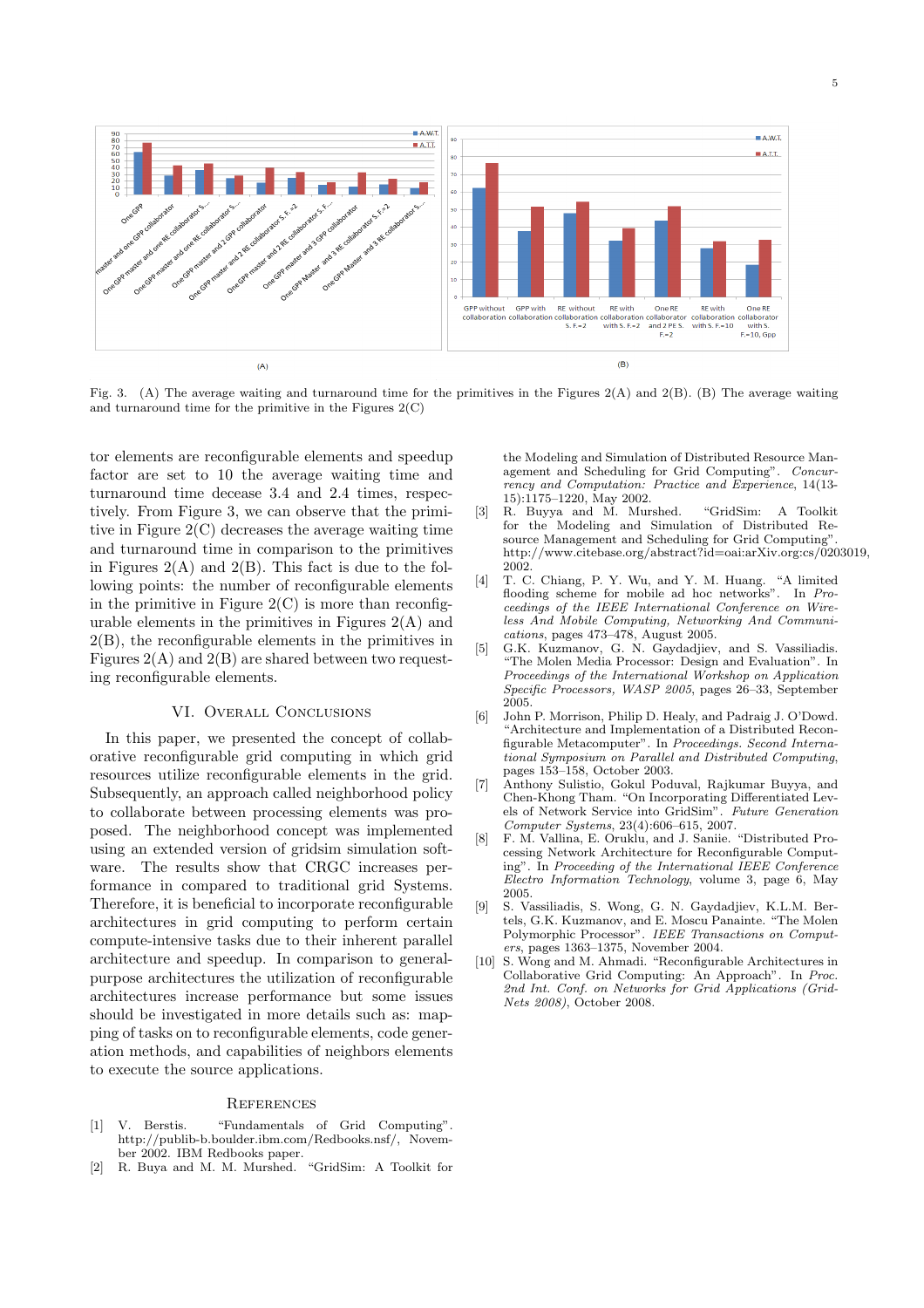Fig. 3. (A) The average waiting and turnaround time for the primitives in the Figures 2(A) and 2(B). (B) The average waiting and turnaround time for the primitive in the Figures 2(C)

tor elements are reconfigurable elements and speedup factor are set to 10 the average waiting time and turnaround time decease 3.4 and 2.4 times, respectively. From Figure 3, we can observe that the primitive in Figure 2(C) decreases the average waiting time and turnaround time in comparison to the primitives in Figures 2(A) and 2(B). This fact is due to the following points: the number of reconfigurable elements in the primitive in Figure 2(C) is more than reconfigurable elements in the primitives in Figures 2(A) and 2(B), the reconfigurable elements in the primitives in Figures 2(A) and 2(B) are shared between two requesting reconfigurable elements.

## VI. Overall Conclusions

In this paper, we presented the concept of collaborative reconfigurable grid computing in which grid resources utilize reconfigurable elements in the grid. Subsequently, an approach called neighborhood policy to collaborate between processing elements was proposed. The neighborhood concept was implemented using an extended version of gridsim simulation software. The results show that CRGC increases performance in compared to traditional grid Systems. Therefore, it is beneficial to incorporate reconfigurable architectures in grid computing to perform certain compute-intensive tasks due to their inherent parallel architecture and speedup. In comparison to general-purpose architectures the utilization of reconfigurable architectures increase performance but some issues should be investigated in more details such as: mapping of tasks on to reconfigurable elements, code generation methods, and capabilities of neighbors elements to execute the source applications.

## References

[1] V. Berstis. "Fundamentals of Grid Computing". http://publib-b.boulder.ibm.com/Redbooks.nsf/, November 2002. IBM Redbooks paper.

[2] R. Buya and M. M. Murshed. "GridSim: A Toolkit for the Modeling and Simulation of Distributed Resource Management and Scheduling for Grid Computing". *Concurrency and Computation: Practice and Experience*, 14(13-15):1175–1220, May 2002.

[3] R. Buyya and M. Murshed. "GridSim: A Toolkit for the Modeling and Simulation of Distributed Resource Management and Scheduling for Grid Computing". http://www.citebase.org/abstract?id=oai:arXiv.org:cs/0203019, 2002.

[4] T. C. Chiang, P. Y. Wu, and Y. M. Huang. "A limited flooding scheme for mobile ad hoc networks". In *Proceedings of the IEEE International Conference on Wireless And Mobile Computing, Networking And Communications*, pages 473–478, August 2005.

[5] G.K. Kuzmanov, G. N. Gaydadjiev, and S. Vassiliadis. "The Molen Media Processor: Design and Evaluation". In *Proceedings of the International Workshop on Application Specific Processors, WASP 2005*, pages 26–33, September 2005.

[6] John P. Morrison, Philip D. Healy, and Padraig J. O'Dowd. "Architecture and Implementation of a Distributed Reconfigurable Metacomputer". In *Proceedings. Second International Symposium on Parallel and Distributed Computing*, pages 153–158, October 2003.

[7] Anthony Sulistio, Gokul Poduval, Rajkumar Buyya, and Chen-Khong Tham. "On Incorporating Differentiated Levels of Network Service into GridSim". *Future Generation Computer Systems*, 23(4):606–615, 2007.

[8] F. M. Vallina, E. Oruklu, and J. Saniie. "Distributed Processing Network Architecture for Reconfigurable Computing". In *Proceeding of the International IEEE Conference Electro Information Technology*, volume 3, page 6, May 2005.

[9] S. Vassiliadis, S. Wong, G. N. Gaydadjiev, K.L.M. Bertels, G.K. Kuzmanov, and E. Moscu Panainte. "The Molen Polymorphic Processor". *IEEE Transactions on Computers*, pages 1363–1375, November 2004.

[10] S. Wong and M. Ahmadi. "Reconfigurable Architectures in Collaborative Grid Computing: An Approach". In *Proc. 2nd Int. Conf. on Networks for Grid Applications (GridNets 2008)*, October 2008.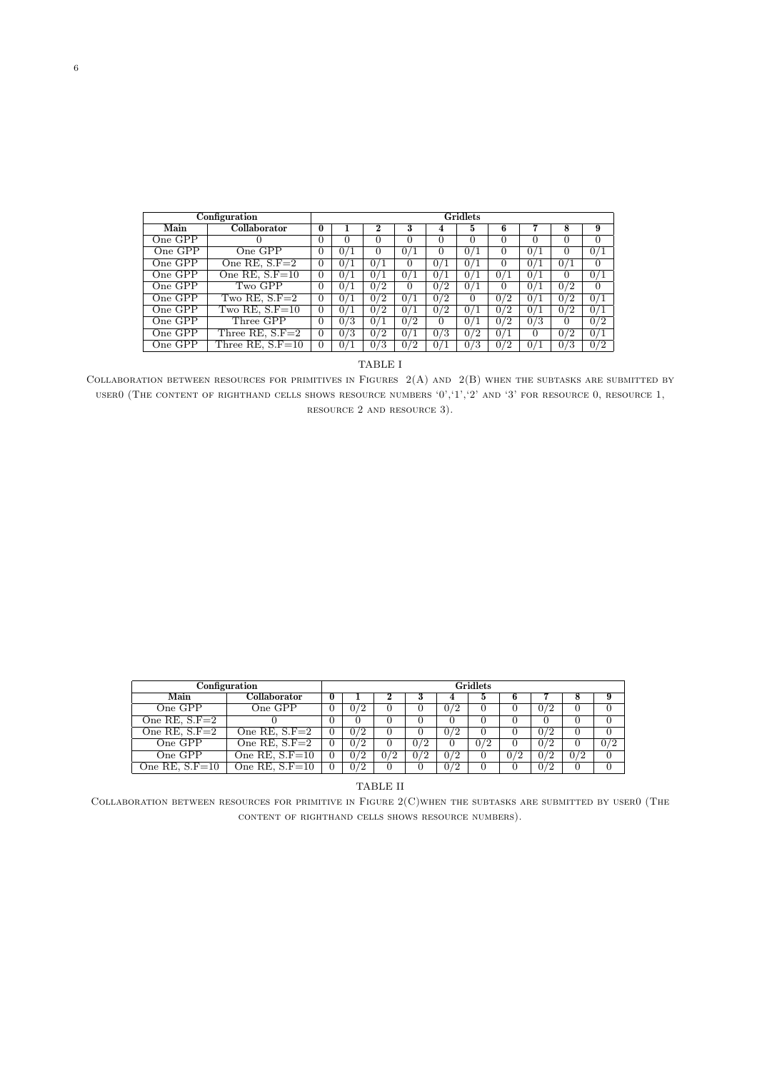| Configuration | | Gridlets | | | | | | | | | |
|---|---|---|---|---|---|---|---|---|---|---|---|
| **Main** | **Collaborator** | **0** | **1** | **2** | **3** | **4** | **5** | **6** | **7** | **8** | **9** |
| One GPP | 0 | 0 | 0 | 0 | 0 | 0 | 0 | 0 | 0 | 0 | 0 |
| One GPP | One GPP | 0 | 0/1 | 0 | 0/1 | 0 | 0/1 | 0 | 0/1 | 0 | 0/1 |
| One GPP | One RE, S.F=2 | 0 | 0/1 | 0/1 | 0 | 0/1 | 0/1 | 0 | 0/1 | 0/1 | 0 |
| One GPP | One RE, S.F=10 | 0 | 0/1 | 0/1 | 0/1 | 0/1 | 0/1 | 0/1 | 0/1 | 0 | 0/1 |
| One GPP | Two GPP | 0 | 0/1 | 0/2 | 0 | 0/2 | 0/1 | 0 | 0/1 | 0/2 | 0 |
| One GPP | Two RE, S.F=2 | 0 | 0/1 | 0/2 | 0/1 | 0/2 | 0 | 0/2 | 0/1 | 0/2 | 0/1 |
| One GPP | Two RE, S.F=10 | 0 | 0/1 | 0/2 | 0/1 | 0/2 | 0/1 | 0/2 | 0/1 | 0/2 | 0/1 |
| One GPP | Three GPP | 0 | 0/3 | 0/1 | 0/2 | 0 | 0/1 | 0/2 | 0/3 | 0 | 0/2 |
| One GPP | Three RE, S.F=2 | 0 | 0/3 | 0/2 | 0/1 | 0/3 | 0/2 | 0/1 | 0 | 0/2 | 0/1 |
| One GPP | Three RE, S.F=10 | 0 | 0/1 | 0/3 | 0/2 | 0/1 | 0/3 | 0/2 | 0/1 | 0/3 | 0/2 |

TABLE I

COLLABORATION BETWEEN RESOURCES FOR PRIMITIVES IN FIGURES 2(A) AND 2(B) WHEN THE SUBTASKS ARE SUBMITTED BY USER0 (THE CONTENT OF RIGHTHAND CELLS SHOWS RESOURCE NUMBERS '0','1','2' AND '3' FOR RESOURCE 0, RESOURCE 1, RESOURCE 2 AND RESOURCE 3).

| Configuration | | Gridlets | | | | | | | | | |
|---|---|---|---|---|---|---|---|---|---|---|---|
| **Main** | **Collaborator** | **0** | **1** | **2** | **3** | **4** | **5** | **6** | **7** | **8** | **9** |
| One GPP | One GPP | 0 | 0/2 | 0 | 0 | 0/2 | 0 | 0 | 0/2 | 0 | 0 |
| One RE, S.F=2 | 0 | 0 | 0 | 0 | 0 | 0 | 0 | 0 | 0 | 0 | 0 |
| One RE, S.F=2 | One RE, S.F=2 | 0 | 0/2 | 0 | 0 | 0/2 | 0 | 0 | 0/2 | 0 | 0 |
| One GPP | One RE, S.F=2 | 0 | 0/2 | 0 | 0/2 | 0 | 0/2 | 0 | 0/2 | 0 | 0/2 |
| One GPP | One RE, S.F=10 | 0 | 0/2 | 0/2 | 0/2 | 0/2 | 0 | 0/2 | 0/2 | 0/2 | 0 |
| One RE, S.F=10 | One RE, S.F=10 | 0 | 0/2 | 0 | 0 | 0/2 | 0 | 0 | 0/2 | 0 | 0 |

TABLE II

COLLABORATION BETWEEN RESOURCES FOR PRIMITIVE IN FIGURE 2(C)WHEN THE SUBTASKS ARE SUBMITTED BY USER0 (THE CONTENT OF RIGHTHAND CELLS SHOWS RESOURCE NUMBERS).